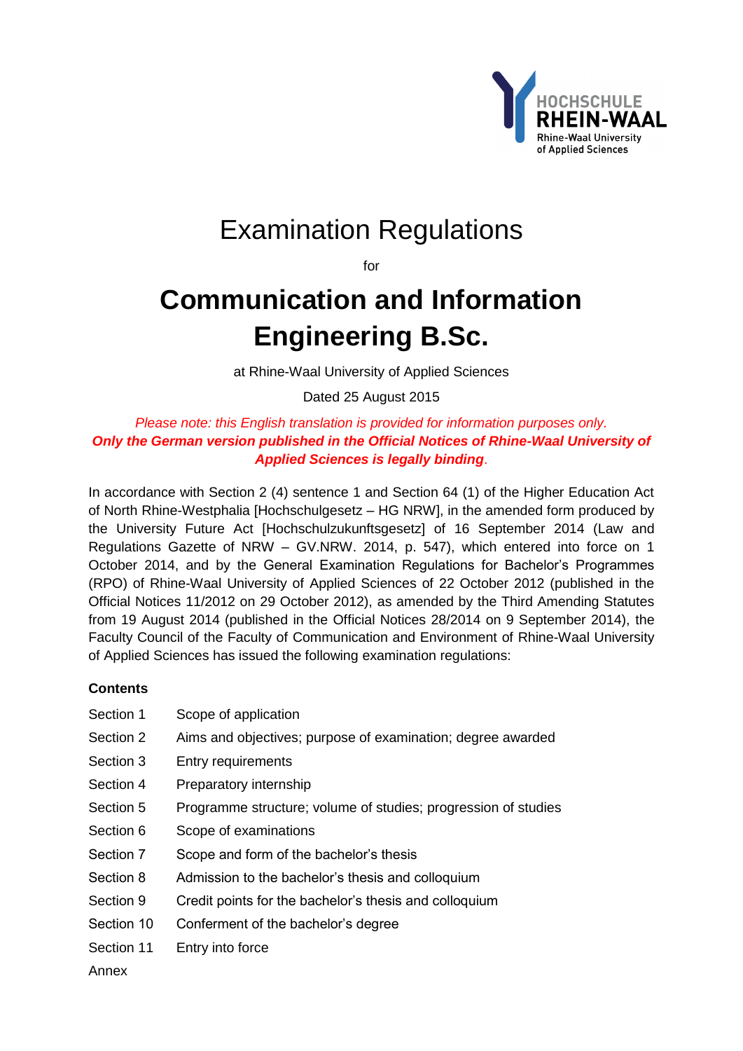HOCHSCHULE RHEIN-WAAL
Rhine-Waal University of Applied Sciences

# Examination Regulations

for

# Communication and Information Engineering B.Sc.

at Rhine-Waal University of Applied Sciences

Dated 25 August 2015

*Please note: this English translation is provided for information purposes only.*
***Only the German version published in the Official Notices of Rhine-Waal University of Applied Sciences is legally binding*.**

In accordance with Section 2 (4) sentence 1 and Section 64 (1) of the Higher Education Act of North Rhine-Westphalia [Hochschulgesetz – HG NRW], in the amended form produced by the University Future Act [Hochschulzukunftsgesetz] of 16 September 2014 (Law and Regulations Gazette of NRW – GV.NRW. 2014, p. 547), which entered into force on 1 October 2014, and by the General Examination Regulations for Bachelor's Programmes (RPO) of Rhine-Waal University of Applied Sciences of 22 October 2012 (published in the Official Notices 11/2012 on 29 October 2012), as amended by the Third Amending Statutes from 19 August 2014 (published in the Official Notices 28/2014 on 9 September 2014), the Faculty Council of the Faculty of Communication and Environment of Rhine-Waal University of Applied Sciences has issued the following examination regulations:

**Contents**

| | |
|---|---|
| Section 1 | Scope of application |
| Section 2 | Aims and objectives; purpose of examination; degree awarded |
| Section 3 | Entry requirements |
| Section 4 | Preparatory internship |
| Section 5 | Programme structure; volume of studies; progression of studies |
| Section 6 | Scope of examinations |
| Section 7 | Scope and form of the bachelor's thesis |
| Section 8 | Admission to the bachelor's thesis and colloquium |
| Section 9 | Credit points for the bachelor's thesis and colloquium |
| Section 10 | Conferment of the bachelor's degree |
| Section 11 | Entry into force |
| Annex | |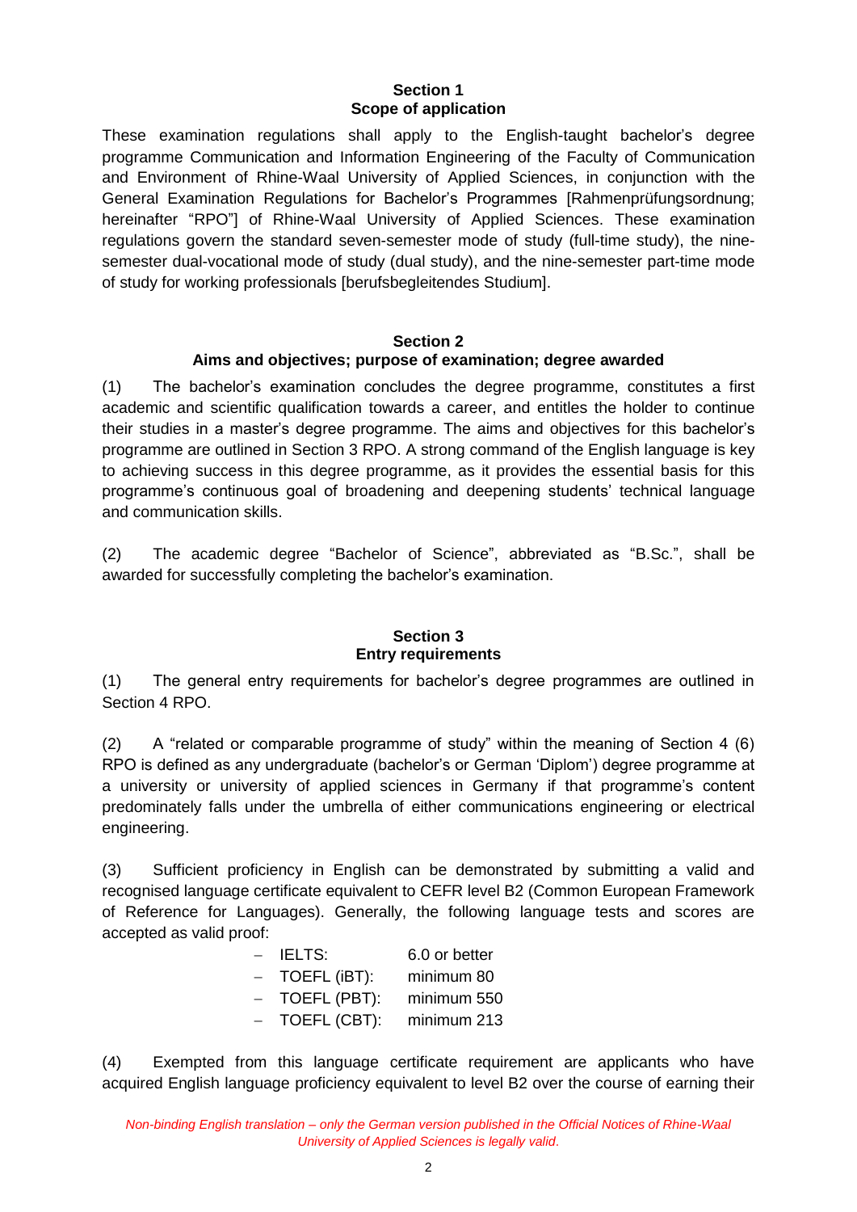## Section 1
## Scope of application

These examination regulations shall apply to the English-taught bachelor's degree programme Communication and Information Engineering of the Faculty of Communication and Environment of Rhine-Waal University of Applied Sciences, in conjunction with the General Examination Regulations for Bachelor's Programmes [Rahmenprüfungsordnung; hereinafter "RPO"] of Rhine-Waal University of Applied Sciences. These examination regulations govern the standard seven-semester mode of study (full-time study), the nine-semester dual-vocational mode of study (dual study), and the nine-semester part-time mode of study for working professionals [berufsbegleitendes Studium].

## Section 2
## Aims and objectives; purpose of examination; degree awarded

(1) The bachelor's examination concludes the degree programme, constitutes a first academic and scientific qualification towards a career, and entitles the holder to continue their studies in a master's degree programme. The aims and objectives for this bachelor's programme are outlined in Section 3 RPO. A strong command of the English language is key to achieving success in this degree programme, as it provides the essential basis for this programme's continuous goal of broadening and deepening students' technical language and communication skills.

(2) The academic degree "Bachelor of Science", abbreviated as "B.Sc.", shall be awarded for successfully completing the bachelor's examination.

## Section 3
## Entry requirements

(1) The general entry requirements for bachelor's degree programmes are outlined in Section 4 RPO.

(2) A "related or comparable programme of study" within the meaning of Section 4 (6) RPO is defined as any undergraduate (bachelor's or German 'Diplom') degree programme at a university or university of applied sciences in Germany if that programme's content predominately falls under the umbrella of either communications engineering or electrical engineering.

(3) Sufficient proficiency in English can be demonstrated by submitting a valid and recognised language certificate equivalent to CEFR level B2 (Common European Framework of Reference for Languages). Generally, the following language tests and scores are accepted as valid proof:

- IELTS: 6.0 or better
- TOEFL (iBT): minimum 80
- TOEFL (PBT): minimum 550
- TOEFL (CBT): minimum 213

(4) Exempted from this language certificate requirement are applicants who have acquired English language proficiency equivalent to level B2 over the course of earning their

*Non-binding English translation – only the German version published in the Official Notices of Rhine-Waal University of Applied Sciences is legally valid.*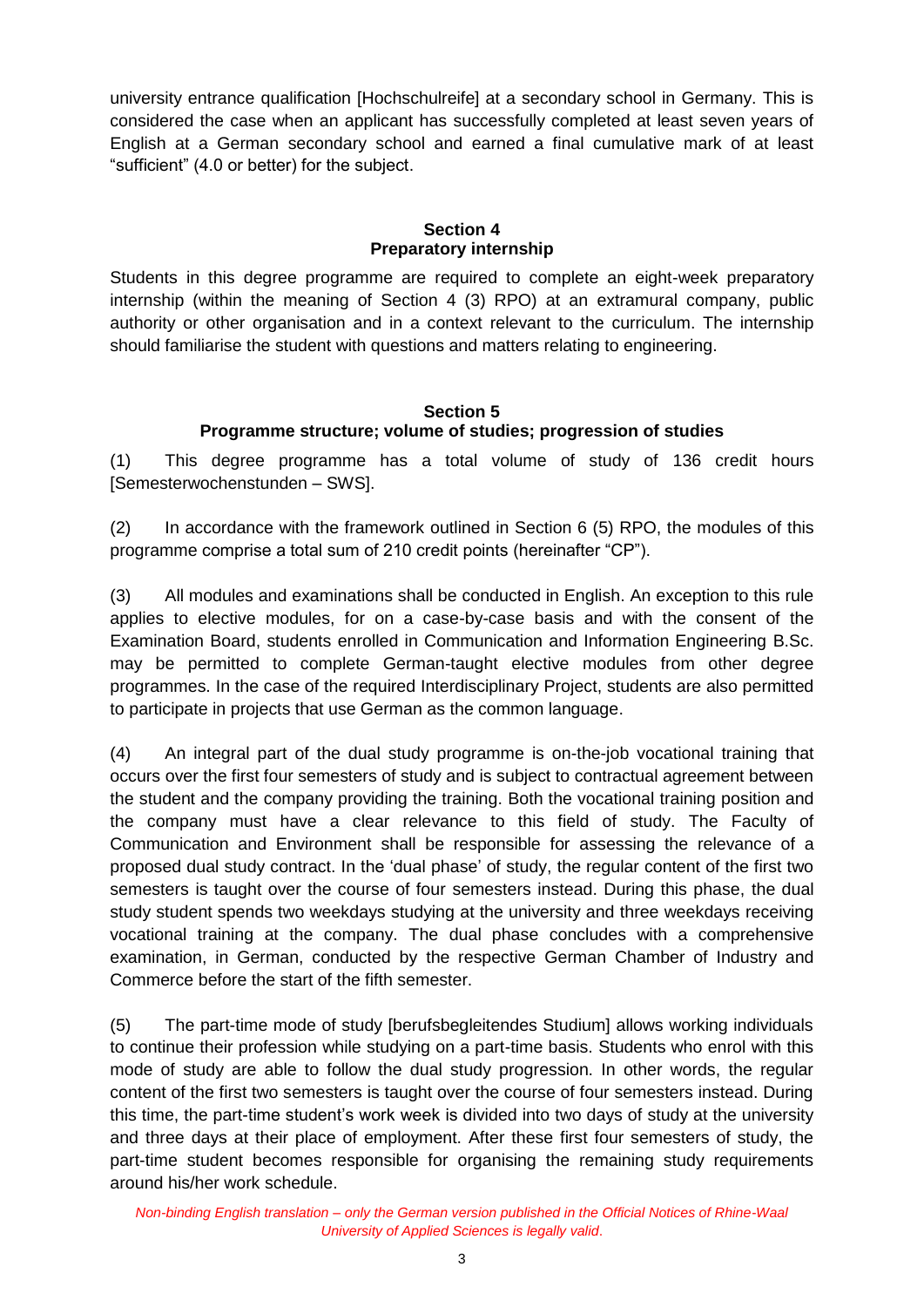university entrance qualification [Hochschulreife] at a secondary school in Germany. This is considered the case when an applicant has successfully completed at least seven years of English at a German secondary school and earned a final cumulative mark of at least “sufficient” (4.0 or better) for the subject.

## Section 4
## Preparatory internship

Students in this degree programme are required to complete an eight-week preparatory internship (within the meaning of Section 4 (3) RPO) at an extramural company, public authority or other organisation and in a context relevant to the curriculum. The internship should familiarise the student with questions and matters relating to engineering.

## Section 5
## Programme structure; volume of studies; progression of studies

(1) This degree programme has a total volume of study of 136 credit hours [Semesterwochenstunden – SWS].

(2) In accordance with the framework outlined in Section 6 (5) RPO, the modules of this programme comprise a total sum of 210 credit points (hereinafter “CP”).

(3) All modules and examinations shall be conducted in English. An exception to this rule applies to elective modules, for on a case-by-case basis and with the consent of the Examination Board, students enrolled in Communication and Information Engineering B.Sc. may be permitted to complete German-taught elective modules from other degree programmes. In the case of the required Interdisciplinary Project, students are also permitted to participate in projects that use German as the common language.

(4) An integral part of the dual study programme is on-the-job vocational training that occurs over the first four semesters of study and is subject to contractual agreement between the student and the company providing the training. Both the vocational training position and the company must have a clear relevance to this field of study. The Faculty of Communication and Environment shall be responsible for assessing the relevance of a proposed dual study contract. In the ‘dual phase’ of study, the regular content of the first two semesters is taught over the course of four semesters instead. During this phase, the dual study student spends two weekdays studying at the university and three weekdays receiving vocational training at the company. The dual phase concludes with a comprehensive examination, in German, conducted by the respective German Chamber of Industry and Commerce before the start of the fifth semester.

(5) The part-time mode of study [berufsbegleitendes Studium] allows working individuals to continue their profession while studying on a part-time basis. Students who enrol with this mode of study are able to follow the dual study progression. In other words, the regular content of the first two semesters is taught over the course of four semesters instead. During this time, the part-time student’s work week is divided into two days of study at the university and three days at their place of employment. After these first four semesters of study, the part-time student becomes responsible for organising the remaining study requirements around his/her work schedule.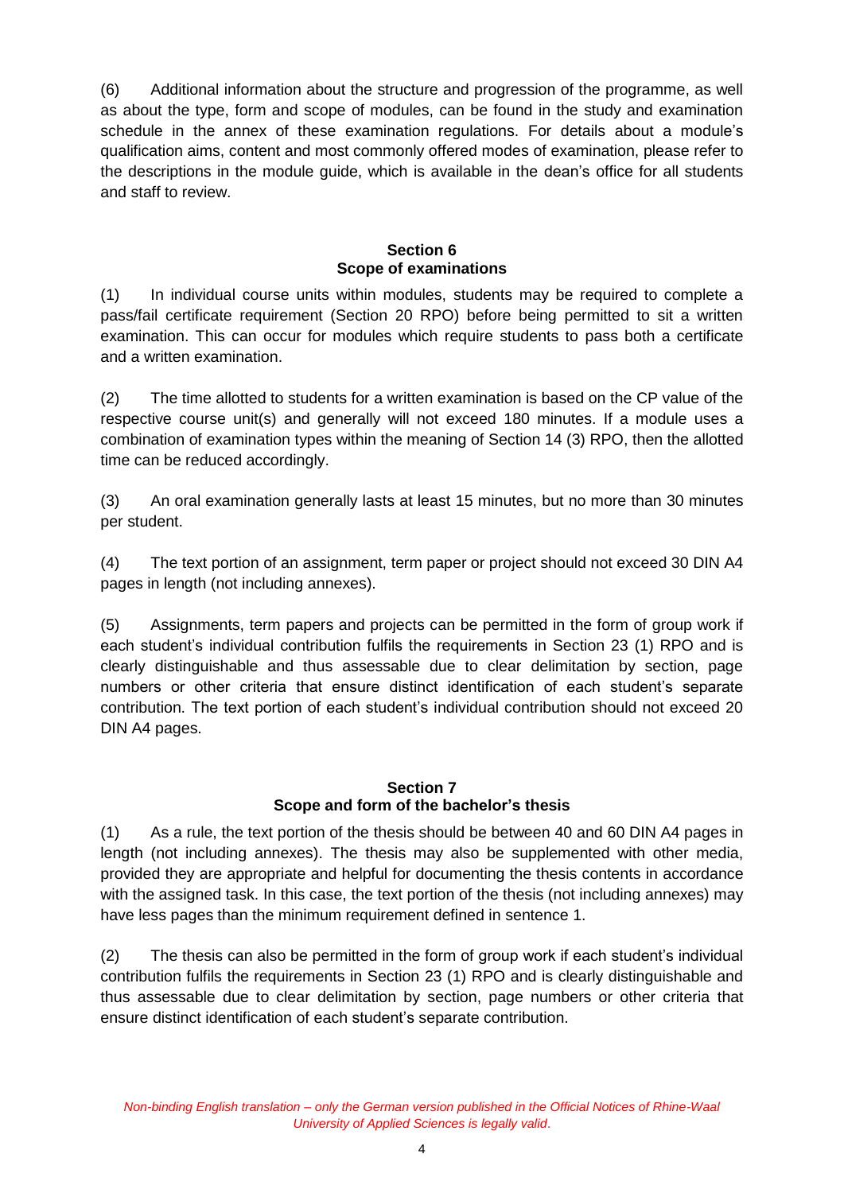(6) Additional information about the structure and progression of the programme, as well as about the type, form and scope of modules, can be found in the study and examination schedule in the annex of these examination regulations. For details about a module's qualification aims, content and most commonly offered modes of examination, please refer to the descriptions in the module guide, which is available in the dean's office for all students and staff to review.

## Section 6
## Scope of examinations

(1) In individual course units within modules, students may be required to complete a pass/fail certificate requirement (Section 20 RPO) before being permitted to sit a written examination. This can occur for modules which require students to pass both a certificate and a written examination.

(2) The time allotted to students for a written examination is based on the CP value of the respective course unit(s) and generally will not exceed 180 minutes. If a module uses a combination of examination types within the meaning of Section 14 (3) RPO, then the allotted time can be reduced accordingly.

(3) An oral examination generally lasts at least 15 minutes, but no more than 30 minutes per student.

(4) The text portion of an assignment, term paper or project should not exceed 30 DIN A4 pages in length (not including annexes).

(5) Assignments, term papers and projects can be permitted in the form of group work if each student's individual contribution fulfils the requirements in Section 23 (1) RPO and is clearly distinguishable and thus assessable due to clear delimitation by section, page numbers or other criteria that ensure distinct identification of each student's separate contribution. The text portion of each student's individual contribution should not exceed 20 DIN A4 pages.

## Section 7
## Scope and form of the bachelor's thesis

(1) As a rule, the text portion of the thesis should be between 40 and 60 DIN A4 pages in length (not including annexes). The thesis may also be supplemented with other media, provided they are appropriate and helpful for documenting the thesis contents in accordance with the assigned task. In this case, the text portion of the thesis (not including annexes) may have less pages than the minimum requirement defined in sentence 1.

(2) The thesis can also be permitted in the form of group work if each student's individual contribution fulfils the requirements in Section 23 (1) RPO and is clearly distinguishable and thus assessable due to clear delimitation by section, page numbers or other criteria that ensure distinct identification of each student's separate contribution.

*Non-binding English translation – only the German version published in the Official Notices of Rhine-Waal University of Applied Sciences is legally valid.*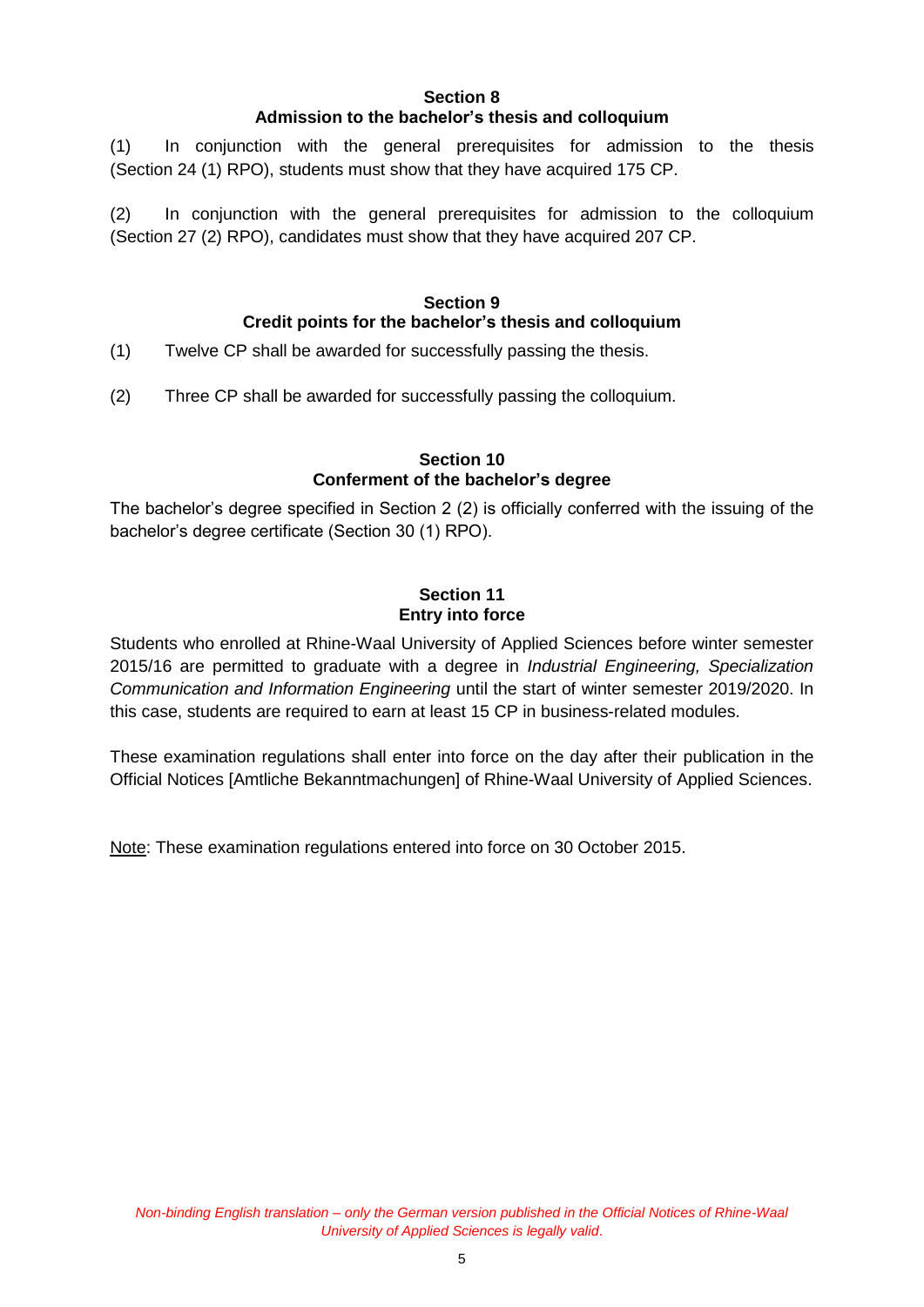## Section 8
## Admission to the bachelor's thesis and colloquium

(1) In conjunction with the general prerequisites for admission to the thesis (Section 24 (1) RPO), students must show that they have acquired 175 CP.

(2) In conjunction with the general prerequisites for admission to the colloquium (Section 27 (2) RPO), candidates must show that they have acquired 207 CP.

## Section 9
## Credit points for the bachelor's thesis and colloquium

(1) Twelve CP shall be awarded for successfully passing the thesis.

(2) Three CP shall be awarded for successfully passing the colloquium.

## Section 10
## Conferment of the bachelor's degree

The bachelor's degree specified in Section 2 (2) is officially conferred with the issuing of the bachelor's degree certificate (Section 30 (1) RPO).

## Section 11
## Entry into force

Students who enrolled at Rhine-Waal University of Applied Sciences before winter semester 2015/16 are permitted to graduate with a degree in *Industrial Engineering, Specialization Communication and Information Engineering* until the start of winter semester 2019/2020. In this case, students are required to earn at least 15 CP in business-related modules.

These examination regulations shall enter into force on the day after their publication in the Official Notices [Amtliche Bekanntmachungen] of Rhine-Waal University of Applied Sciences.

Note: These examination regulations entered into force on 30 October 2015.

*Non-binding English translation – only the German version published in the Official Notices of Rhine-Waal University of Applied Sciences is legally valid.*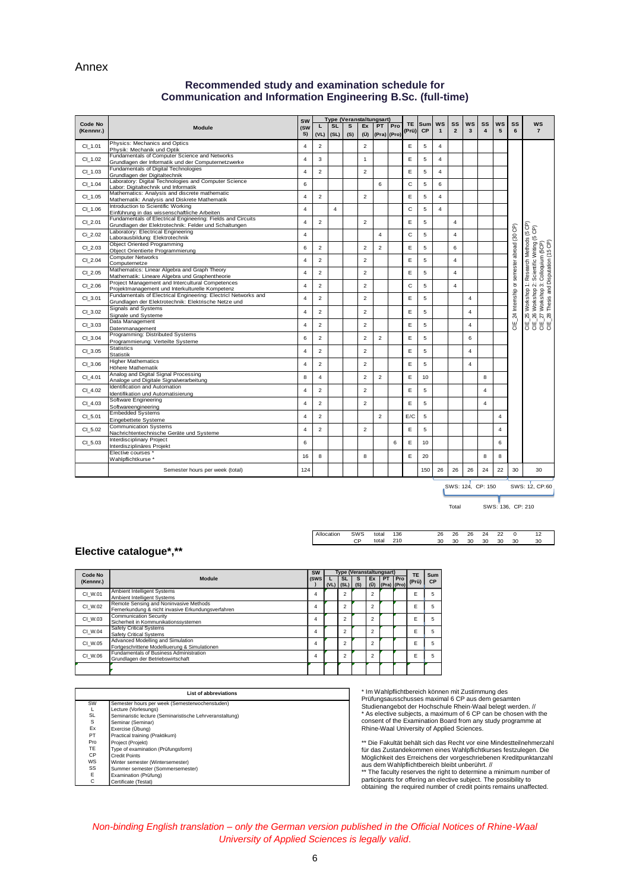# Annex

## Recommended study and examination schedule for Communication and Information Engineering B.Sc. (full-time)

| Code No (Kennnr.) | Module | SW (SWS) | L (VL) | SL (SL) | S (S) | Ex (Ü) | PT (Pra) | Pro (Pro) | TE (Prü) | Sum CP | WS 1 | SS 2 | WS 3 | SS 4 | WS 5 | SS 6 | WS 7 |
|---|---|---|---|---|---|---|---|---|---|---|---|---|---|---|---|---|---|
| | | | Type (Veranstaltungsart) | | | | | | | | | | | | | | |
| CI_1.01 | Physics: Mechanics and Optics / Physik: Mechanik und Optik | 4 | 2 | | | 2 | | | E | 5 | 4 | | | | | CIE_24 Internship or semester abroad (30 CP) | CIE_25 Workshop 1: Research Methods (5 CP) CIE_26 Workshop 2: Scientific Writing (5 CP) CIE_27 Workshop 3: Colloquium (5CP) CIE_28 Thesis and Disputation (15 CP) |
| CI_1.02 | Fundamentals of Computer Science and Networks / Grundlagen der Informatik und der Computernetzwerke | 4 | 3 | | | 1 | | | E | 5 | 4 | | | | | | |
| CI_1.03 | Fundamentals of Digital Technologies / Grundlagen der Digitaltechnik | 4 | 2 | | | 2 | | | E | 5 | 4 | | | | | | |
| CI_1.04 | Laboratory: Digital Technologies and Computer Science / Labor: Digitaltechnik und Informatik | 6 | | | | | 6 | | C | 5 | 6 | | | | | | |
| CI_1.05 | Mathematics: Analysis and discrete mathematic / Mathematik: Analysis und Diskrete Mathematik | 4 | 2 | | | 2 | | | E | 5 | 4 | | | | | | |
| CI_1.06 | Introduction to Scientific Working / Einführung in das wissenschaftliche Arbeiten | 4 | | 4 | | | | | C | 5 | 4 | | | | | | |
| CI_2.01 | Fundamentals of Electrical Engineering: Fields and Circuits / Grundlagen der Elektrotechnik: Felder und Schaltungen | 4 | 2 | | | 2 | | | E | 5 | | 4 | | | | | |
| CI_2.02 | Laboratory: Electrical Engineering / Laborausbildung: Elektrotechnik | 4 | | | | | 4 | | C | 5 | | 4 | | | | | |
| CI_2.03 | Object Oriented Programming / Object Orientierte Programmierung | 6 | 2 | | | 2 | 2 | | E | 5 | | 6 | | | | | |
| CI_2.04 | Computer Networks / Computernetze | 4 | 2 | | | 2 | | | E | 5 | | 4 | | | | | |
| CI_2.05 | Mathematics: Linear Algebra and Graph Theory / Mathematik: Lineare Algebra und Graphentheorie | 4 | 2 | | | 2 | | | E | 5 | | 4 | | | | | |
| CI_2.06 | Project Management and Intercultural Competences / Projektmanagement und Interkulturelle Kompetenz | 4 | 2 | | | 2 | | | C | 5 | | 4 | | | | | |
| CI_3.01 | Fundamentals of Electrical Engineering: Electricl Networks and / Grundlagen der Elektrotechnik: Elektrische Netze und | 4 | 2 | | | 2 | | | E | 5 | | | 4 | | | | |
| CI_3.02 | Signals and Systems / Signale und Systeme | 4 | 2 | | | 2 | | | E | 5 | | | 4 | | | | |
| CI_3.03 | Data Management / Datenmanagement | 4 | 2 | | | 2 | | | E | 5 | | | 4 | | | | |
| CI_3.04 | Programming: Distributed Systems / Programmierung: Verteilte Systeme | 6 | 2 | | | 2 | 2 | | E | 5 | | | 6 | | | | |
| CI_3.05 | Statistics / Statistik | 4 | 2 | | | 2 | | | E | 5 | | | 4 | | | | |
| CI_3.06 | Higher Mathematics / Höhere Mathematik | 4 | 2 | | | 2 | | | E | 5 | | | 4 | | | | |
| CI_4.01 | Analog and Digital Signal Processing / Analoge und Digitale Signalverarbeitung | 8 | 4 | | | 2 | 2 | | E | 10 | | | | 8 | | | |
| CI_4.02 | Identification and Automation / Identifikation und Automatisierung | 4 | 2 | | | 2 | | | E | 5 | | | | 4 | | | |
| CI_4.03 | Software Engineering / Softwareengineering | 4 | 2 | | | 2 | | | E | 5 | | | | 4 | | | |
| CI_5.01 | Embedded Systems / Eingebettete Systeme | 4 | 2 | | | | 2 | | E/C | 5 | | | | | 4 | | |
| CI_5.02 | Communication Systems / Nachrichtentechnische Geräte und Systeme | 4 | 2 | | | 2 | | | E | 5 | | | | | 4 | | |
| CI_5.03 | Interdisciplinary Project / Interdisziplinäres Projekt | 6 | | | | | | 6 | E | 10 | | | | | 6 | | |
| | Elective courses * / Wahlpflichtkurse * | 16 | 8 | | | 8 | | | E | 20 | | | | 8 | 8 | | |
| | Semester hours per week (total) | 124 | | | | | | | | 150 | 26 | 26 | 26 | 24 | 22 | 30 | 30 |

SWS: 124, CP: 150 — SWS: 12, CP:60

Total — SWS: 136, CP: 210

| Allocation | | | WS 1 | SS 2 | WS 3 | SS 4 | WS 5 | SS 6 | WS 7 |
|---|---|---|---|---|---|---|---|---|---|
| SWS | total | 136 | 26 | 26 | 26 | 24 | 22 | 0 | 12 |
| CP | total | 210 | 30 | 30 | 30 | 30 | 30 | 30 | 30 |

## Elective catalogue*,**

| Code No (Kennnr.) | Module | SW (SWS) | L (VL) | SL (SL) | S (S) | Ex (Ü) | PT (Pra) | Pro (Pro) | TE (Prü) | Sum CP |
|---|---|---|---|---|---|---|---|---|---|---|
| | | | Type (Veranstaltungsart) | | | | | | | |
| CI_W.01 | Ambient Intelligent Systems / Ambient Intelligent Systems | 4 | | 2 | | 2 | | | E | 5 |
| CI_W.02 | Remote Sensing and Noninvasive Methods / Fernerkundung & nicht invasive Erkundungsverfahren | 4 | | 2 | | 2 | | | E | 5 |
| CI_W.03 | Communication Security / Sicherheit in Kommunikationssystemen | 4 | | 2 | | 2 | | | E | 5 |
| CI_W.04 | Safety Critical Systems / Safety Critical Systems | 4 | | 2 | | 2 | | | E | 5 |
| CI_W.05 | Advanced Modelling and Simulation / Fortgeschrittene Modellierung & Simulationen | 4 | | 2 | | 2 | | | E | 5 |
| CI_W.06 | Fundamentals of Business Administration / Grundlagen der Betriebswirtschaft | 4 | | 2 | | 2 | | | E | 5 |
| | | | | | | | | | | |

| List of abbreviations | |
|---|---|
| SW | Semester hours per week (Semesterwochenstuden) |
| L | Lecture (Vorlesungs) |
| SL | Seminaristic lecture (Seminaristische Lehrveranstaltung) |
| S | Seminar (Seminar) |
| Ex | Exercise (Übung) |
| PT | Practical training (Praktikum) |
| Pro | Project (Projekt) |
| TE | Type of examination (Prüfungsform) |
| CP | Credit Points |
| WS | Winter semester (Wintersemester) |
| SS | Summer semester (Sommersemester) |
| E | Examination (Prüfung) |
| C | Certificate (Testat) |

\* Im Wahlpflichtbereich können mit Zustimmung des Prüfungsausschusses maximal 6 CP aus dem gesamten Studienangebot der Hochschule Rhein-Waal belegt werden. //
\* As elective subjects, a maximum of 6 CP can be chosen with the consent of the Examination Board from any study programme at Rhine-Waal University of Applied Sciences.

\*\* Die Fakultät behält sich das Recht vor eine Mindestteilnehmerzahl für das Zustandekommen eines Wahlpflichtkurses festzulegen. Die Möglichkeit des Erreichens der vorgeschriebenen Kreditpunktanzahl aus dem Wahlpflichtbereich bleibt unberührt. //
\*\* The faculty reserves the right to determine a minimum number of participants for offering an elective subject. The possibility to obtaining the required number of credit points remains unaffected.

*Non-binding English translation – only the German version published in the Official Notices of Rhine-Waal University of Applied Sciences is legally valid.*